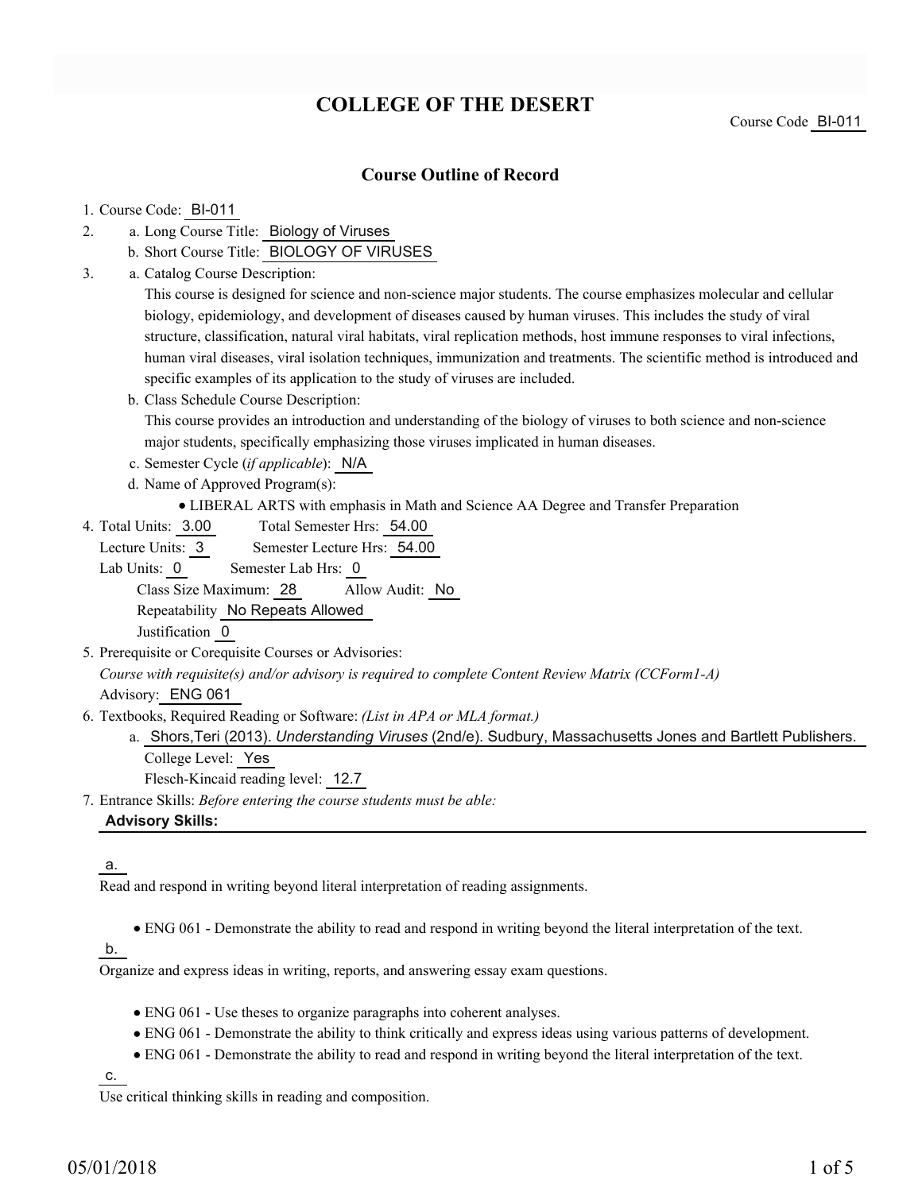# COLLEGE OF THE DESERT

Course Code BI-011

## Course Outline of Record

1. Course Code: BI-011
2. a. Long Course Title: Biology of Viruses
   b. Short Course Title: BIOLOGY OF VIRUSES
3. a. Catalog Course Description:
   This course is designed for science and non-science major students. The course emphasizes molecular and cellular biology, epidemiology, and development of diseases caused by human viruses. This includes the study of viral structure, classification, natural viral habitats, viral replication methods, host immune responses to viral infections, human viral diseases, viral isolation techniques, immunization and treatments. The scientific method is introduced and specific examples of its application to the study of viruses are included.
   b. Class Schedule Course Description:
   This course provides an introduction and understanding of the biology of viruses to both science and non-science major students, specifically emphasizing those viruses implicated in human diseases.
   c. Semester Cycle (*if applicable*): N/A
   d. Name of Approved Program(s):
      - LIBERAL ARTS with emphasis in Math and Science AA Degree and Transfer Preparation
4. Total Units: 3.00 Total Semester Hrs: 54.00
   Lecture Units: 3 Semester Lecture Hrs: 54.00
   Lab Units: 0 Semester Lab Hrs: 0
   Class Size Maximum: 28 Allow Audit: No
   Repeatability No Repeats Allowed
   Justification 0
5. Prerequisite or Corequisite Courses or Advisories:
   *Course with requisite(s) and/or advisory is required to complete Content Review Matrix (CCForm1-A)*
   Advisory: ENG 061
6. Textbooks, Required Reading or Software: *(List in APA or MLA format.)*
   a. Shors,Teri (2013). *Understanding Viruses* (2nd/e). Sudbury, Massachusetts Jones and Bartlett Publishers.
      College Level: Yes
      Flesch-Kincaid reading level: 12.7
7. Entrance Skills: *Before entering the course students must be able:*

**Advisory Skills:**

a.

Read and respond in writing beyond literal interpretation of reading assignments.

- ENG 061 - Demonstrate the ability to read and respond in writing beyond the literal interpretation of the text.

b.

Organize and express ideas in writing, reports, and answering essay exam questions.

- ENG 061 - Use theses to organize paragraphs into coherent analyses.
- ENG 061 - Demonstrate the ability to think critically and express ideas using various patterns of development.
- ENG 061 - Demonstrate the ability to read and respond in writing beyond the literal interpretation of the text.

c.

Use critical thinking skills in reading and composition.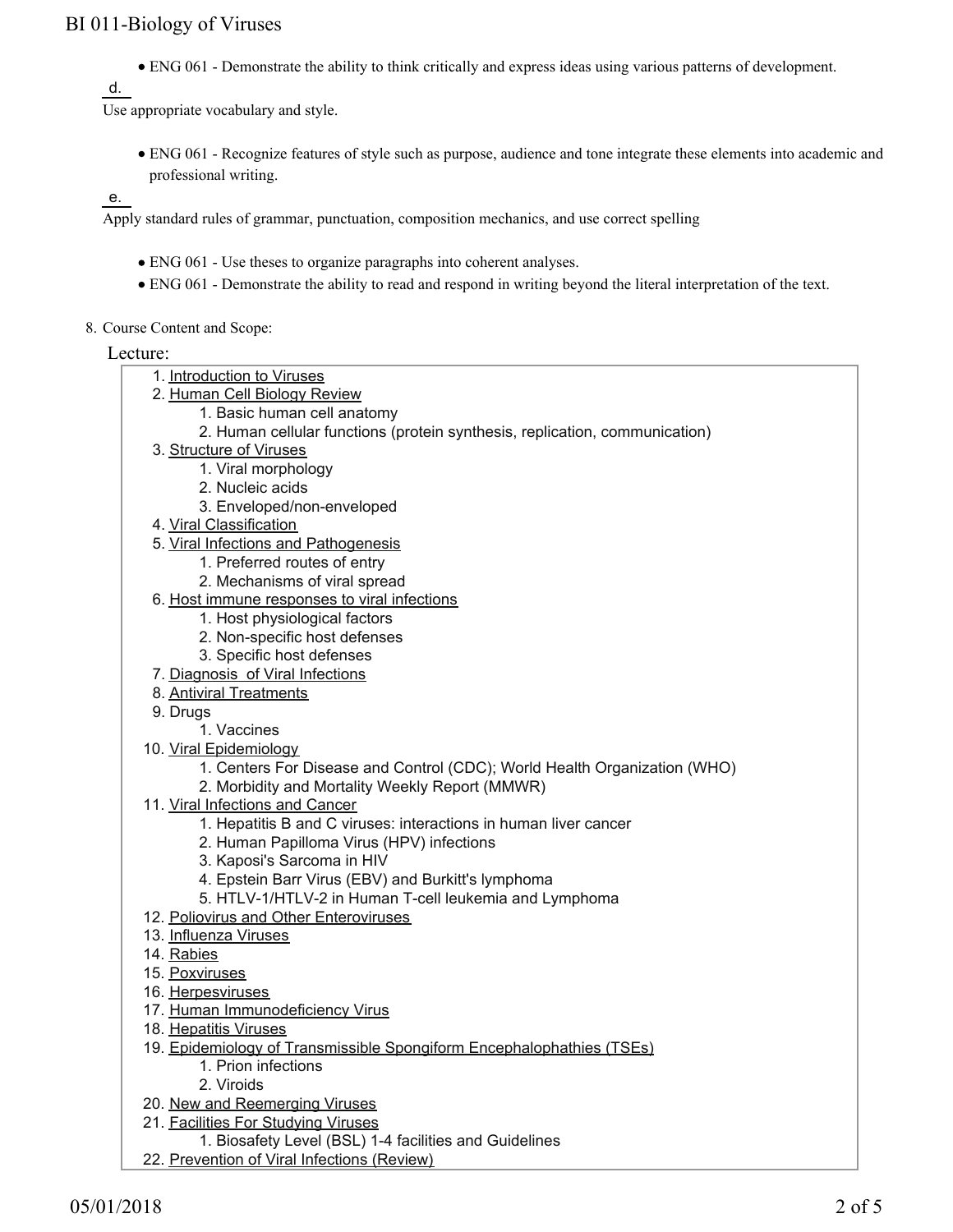- ENG 061 - Demonstrate the ability to think critically and express ideas using various patterns of development.

d. Use appropriate vocabulary and style.

- ENG 061 - Recognize features of style such as purpose, audience and tone integrate these elements into academic and professional writing.

e. Apply standard rules of grammar, punctuation, composition mechanics, and use correct spelling

- ENG 061 - Use theses to organize paragraphs into coherent analyses.
- ENG 061 - Demonstrate the ability to read and respond in writing beyond the literal interpretation of the text.

8. Course Content and Scope:

Lecture:

1. Introduction to Viruses
2. Human Cell Biology Review
    1. Basic human cell anatomy
    2. Human cellular functions (protein synthesis, replication, communication)
3. Structure of Viruses
    1. Viral morphology
    2. Nucleic acids
    3. Enveloped/non-enveloped
4. Viral Classification
5. Viral Infections and Pathogenesis
    1. Preferred routes of entry
    2. Mechanisms of viral spread
6. Host immune responses to viral infections
    1. Host physiological factors
    2. Non-specific host defenses
    3. Specific host defenses
7. Diagnosis of Viral Infections
8. Antiviral Treatments
9. Drugs
    1. Vaccines
10. Viral Epidemiology
    1. Centers For Disease and Control (CDC); World Health Organization (WHO)
    2. Morbidity and Mortality Weekly Report (MMWR)
11. Viral Infections and Cancer
    1. Hepatitis B and C viruses: interactions in human liver cancer
    2. Human Papilloma Virus (HPV) infections
    3. Kaposi's Sarcoma in HIV
    4. Epstein Barr Virus (EBV) and Burkitt's lymphoma
    5. HTLV-1/HTLV-2 in Human T-cell leukemia and Lymphoma
12. Poliovirus and Other Enteroviruses
13. Influenza Viruses
14. Rabies
15. Poxviruses
16. Herpesviruses
17. Human Immunodeficiency Virus
18. Hepatitis Viruses
19. Epidemiology of Transmissible Spongiform Encephalophathies (TSEs)
    1. Prion infections
    2. Viroids
20. New and Reemerging Viruses
21. Facilities For Studying Viruses
    1. Biosafety Level (BSL) 1-4 facilities and Guidelines
22. Prevention of Viral Infections (Review)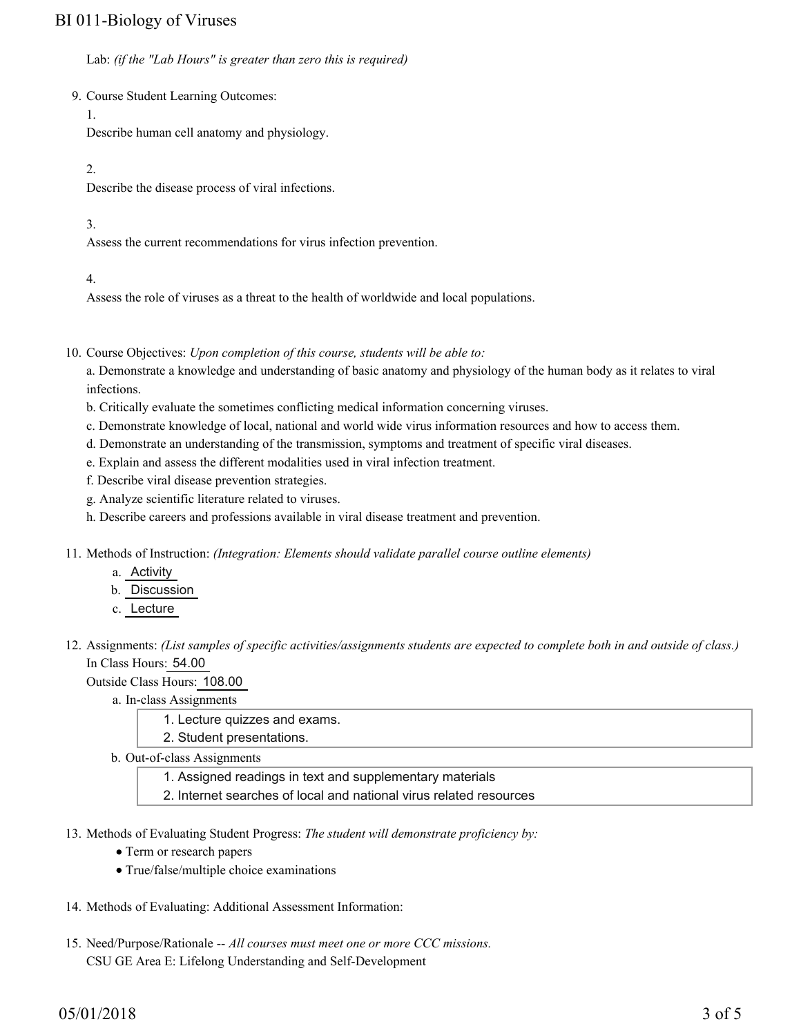Lab: *(if the "Lab Hours" is greater than zero this is required)*

9. Course Student Learning Outcomes:

   1.
   Describe human cell anatomy and physiology.

   2.
   Describe the disease process of viral infections.

   3.
   Assess the current recommendations for virus infection prevention.

   4.
   Assess the role of viruses as a threat to the health of worldwide and local populations.

10. Course Objectives: *Upon completion of this course, students will be able to:*

    a. Demonstrate a knowledge and understanding of basic anatomy and physiology of the human body as it relates to viral infections.
    b. Critically evaluate the sometimes conflicting medical information concerning viruses.
    c. Demonstrate knowledge of local, national and world wide virus information resources and how to access them.
    d. Demonstrate an understanding of the transmission, symptoms and treatment of specific viral diseases.
    e. Explain and assess the different modalities used in viral infection treatment.
    f. Describe viral disease prevention strategies.
    g. Analyze scientific literature related to viruses.
    h. Describe careers and professions available in viral disease treatment and prevention.

11. Methods of Instruction: *(Integration: Elements should validate parallel course outline elements)*

    a. Activity
    b. Discussion
    c. Lecture

12. Assignments: *(List samples of specific activities/assignments students are expected to complete both in and outside of class.)*

    In Class Hours: 54.00

    Outside Class Hours: 108.00

    a. In-class Assignments
       1. Lecture quizzes and exams.
       2. Student presentations.
    b. Out-of-class Assignments
       1. Assigned readings in text and supplementary materials
       2. Internet searches of local and national virus related resources

13. Methods of Evaluating Student Progress: *The student will demonstrate proficiency by:*

    - Term or research papers
    - True/false/multiple choice examinations

14. Methods of Evaluating: Additional Assessment Information:

15. Need/Purpose/Rationale -- *All courses must meet one or more CCC missions.*

    CSU GE Area E: Lifelong Understanding and Self-Development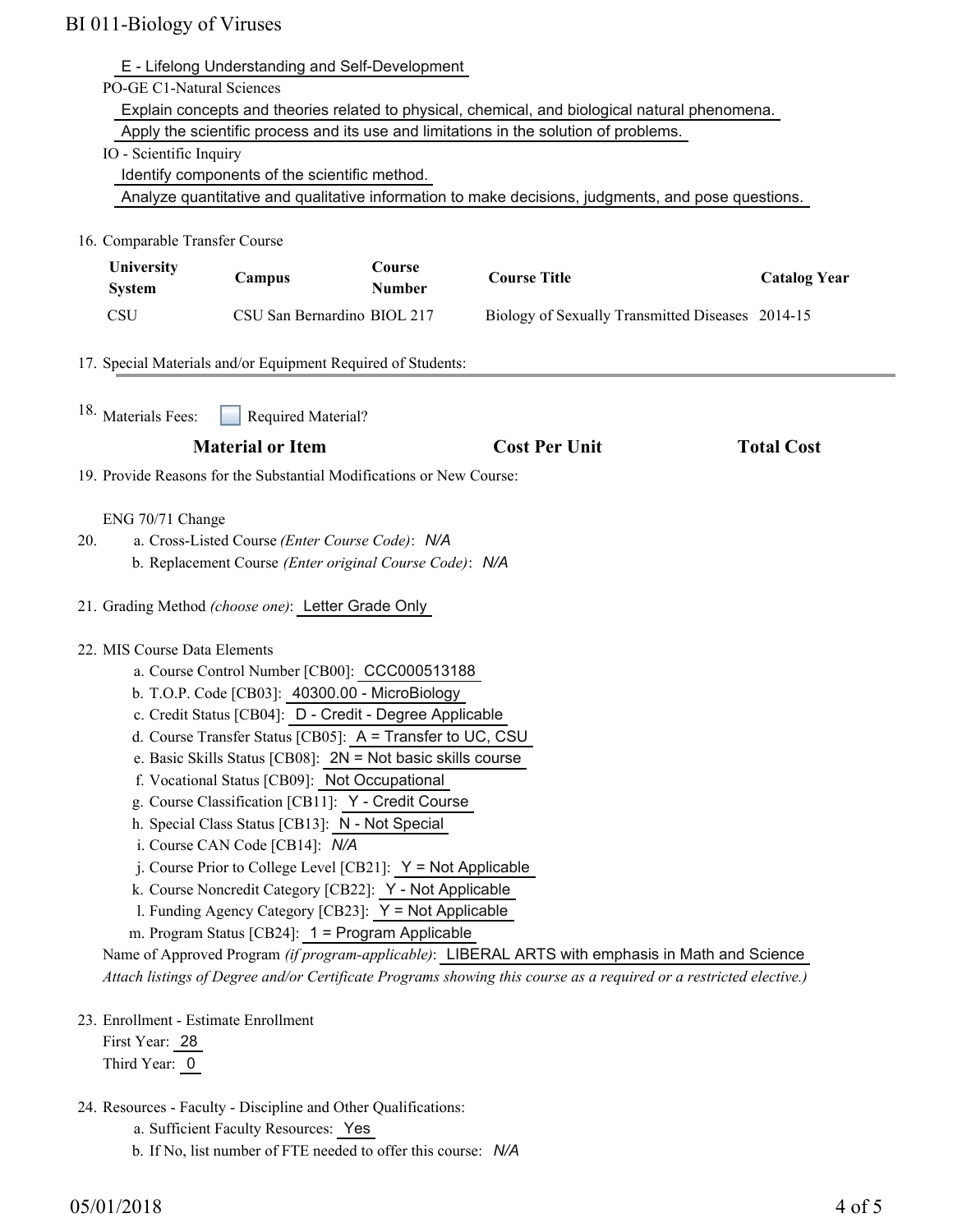E - Lifelong Understanding and Self-Development

PO-GE C1-Natural Sciences

Explain concepts and theories related to physical, chemical, and biological natural phenomena.

Apply the scientific process and its use and limitations in the solution of problems.

IO - Scientific Inquiry

Identify components of the scientific method.

Analyze quantitative and qualitative information to make decisions, judgments, and pose questions.

16. Comparable Transfer Course

| University System | Campus | Course Number | Course Title | Catalog Year |
|---|---|---|---|---|
| CSU | CSU San Bernardino | BIOL 217 | Biology of Sexually Transmitted Diseases | 2014-15 |

17. Special Materials and/or Equipment Required of Students:

18. Materials Fees: ☐ Required Material?

| Material or Item | Cost Per Unit | Total Cost |
|---|---|---|

19. Provide Reasons for the Substantial Modifications or New Course:

ENG 70/71 Change

20.
   a. Cross-Listed Course *(Enter Course Code)*: *N/A*
   b. Replacement Course *(Enter original Course Code)*: *N/A*

21. Grading Method *(choose one)*: Letter Grade Only

22. MIS Course Data Elements
   a. Course Control Number [CB00]: CCC000513188
   b. T.O.P. Code [CB03]: 40300.00 - MicroBiology
   c. Credit Status [CB04]: D - Credit - Degree Applicable
   d. Course Transfer Status [CB05]: A = Transfer to UC, CSU
   e. Basic Skills Status [CB08]: 2N = Not basic skills course
   f. Vocational Status [CB09]: Not Occupational
   g. Course Classification [CB11]: Y - Credit Course
   h. Special Class Status [CB13]: N - Not Special
   i. Course CAN Code [CB14]: *N/A*
   j. Course Prior to College Level [CB21]: Y = Not Applicable
   k. Course Noncredit Category [CB22]: Y - Not Applicable
   l. Funding Agency Category [CB23]: Y = Not Applicable
   m. Program Status [CB24]: 1 = Program Applicable

   Name of Approved Program *(if program-applicable)*: LIBERAL ARTS with emphasis in Math and Science

   *Attach listings of Degree and/or Certificate Programs showing this course as a required or a restricted elective.)*

23. Enrollment - Estimate Enrollment

   First Year: 28

   Third Year: 0

24. Resources - Faculty - Discipline and Other Qualifications:
   a. Sufficient Faculty Resources: Yes
   b. If No, list number of FTE needed to offer this course: *N/A*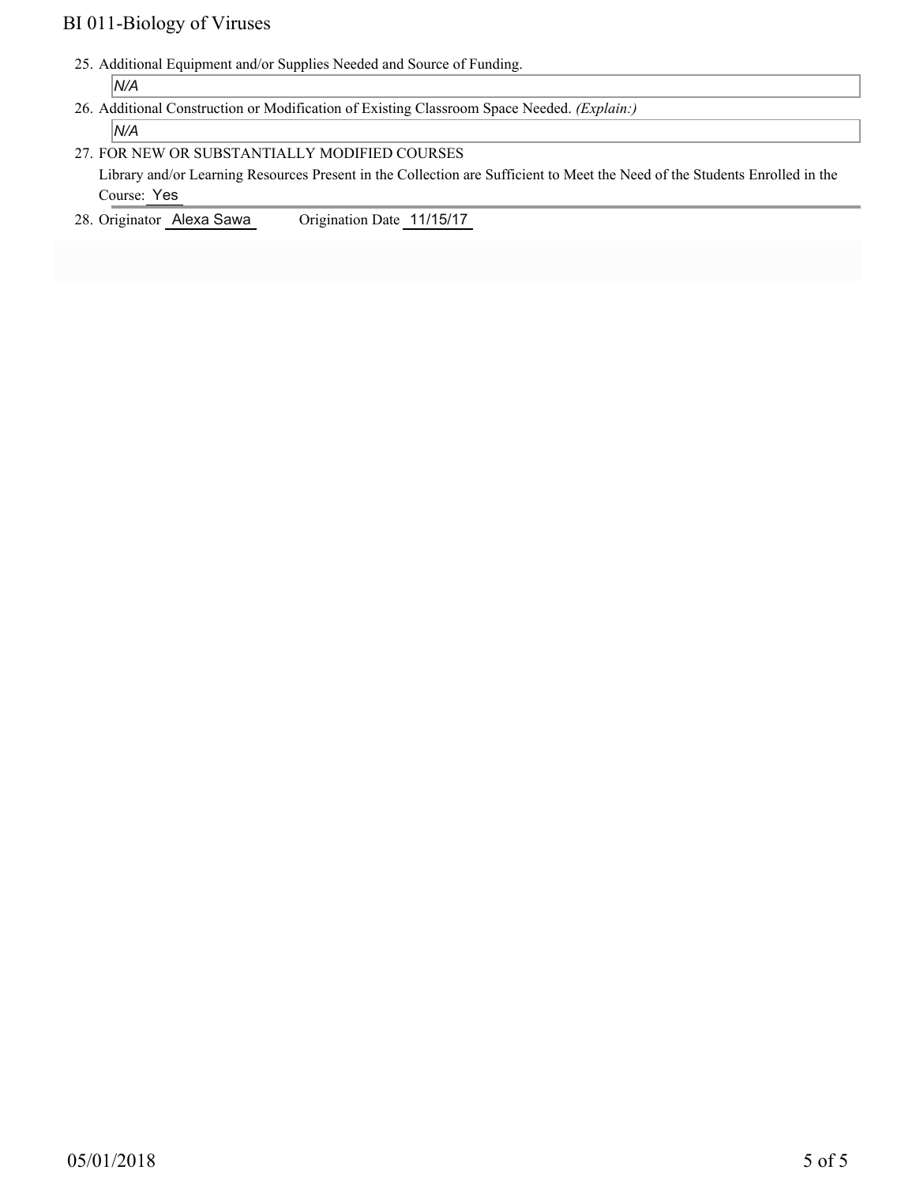25. Additional Equipment and/or Supplies Needed and Source of Funding.

    *N/A*

26. Additional Construction or Modification of Existing Classroom Space Needed. *(Explain:)*

    *N/A*

27. FOR NEW OR SUBSTANTIALLY MODIFIED COURSES

    Library and/or Learning Resources Present in the Collection are Sufficient to Meet the Need of the Students Enrolled in the Course: Yes

28. Originator Alexa Sawa    Origination Date 11/15/17